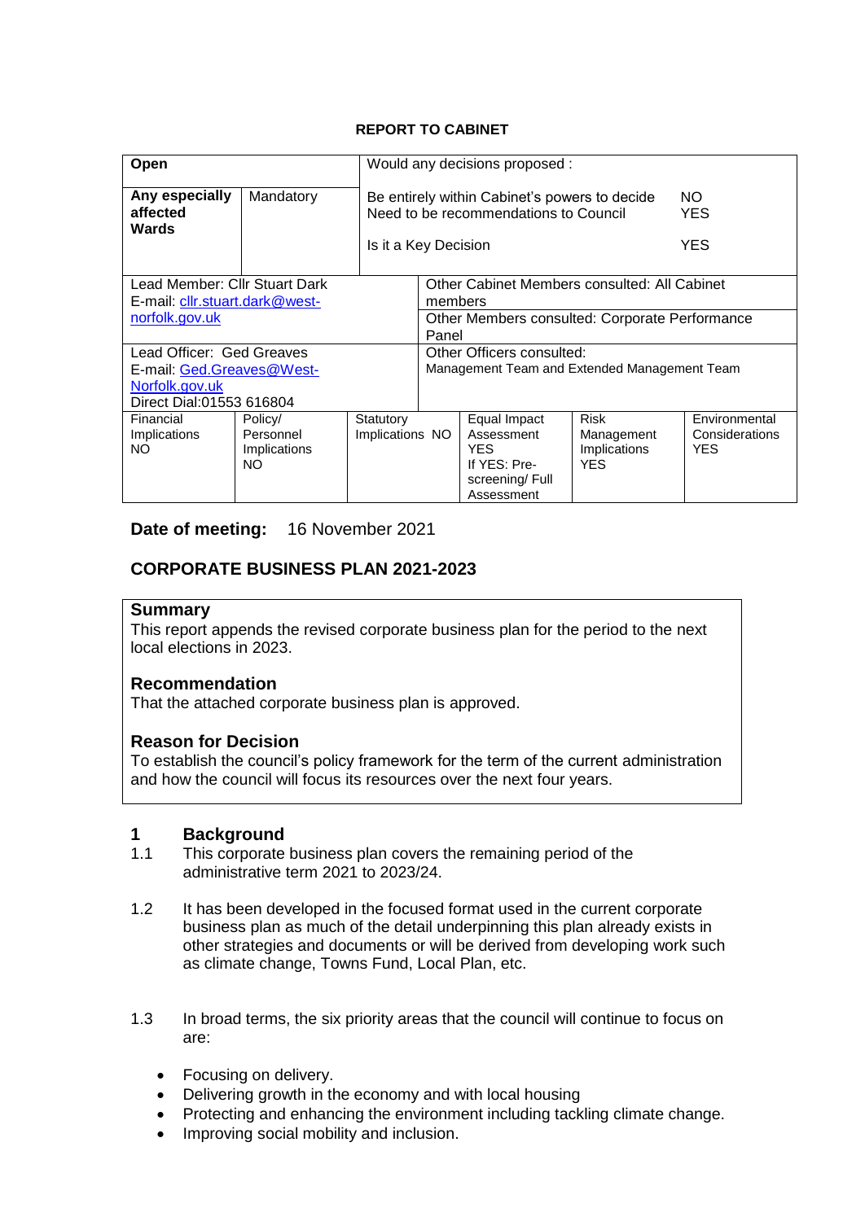**REPORT TO CABINET**

| Open | | Would any decisions proposed : | | | |
|---|---|---|---|---|---|
| **Any especially affected Wards** | Mandatory | Be entirely within Cabinet's powers to decide<br>Need to be recommendations to Council<br><br>Is it a Key Decision | | | NO<br>YES<br><br>YES |
| Lead Member: Cllr Stuart Dark<br>E-mail: cllr.stuart.dark@west-norfolk.gov.uk | | Other Cabinet Members consulted: All Cabinet members | | | |
| | | Other Members consulted: Corporate Performance Panel | | | |
| Lead Officer: Ged Greaves<br>E-mail: Ged.Greaves@West-Norfolk.gov.uk<br>Direct Dial:01553 616804 | | Other Officers consulted:<br>Management Team and Extended Management Team | | | |
| Financial Implications<br>NO | Policy/ Personnel Implications<br>NO | Statutory Implications NO | Equal Impact Assessment<br>YES<br>If YES: Pre-screening/ Full Assessment | Risk Management Implications<br>YES | Environmental Considerations<br>YES |

**Date of meeting:** 16 November 2021

## CORPORATE BUSINESS PLAN 2021-2023

### Summary

This report appends the revised corporate business plan for the period to the next local elections in 2023.

### Recommendation

That the attached corporate business plan is approved.

### Reason for Decision

To establish the council's policy framework for the term of the current administration and how the council will focus its resources over the next four years.

## 1 Background

1.1 This corporate business plan covers the remaining period of the administrative term 2021 to 2023/24.

1.2 It has been developed in the focused format used in the current corporate business plan as much of the detail underpinning this plan already exists in other strategies and documents or will be derived from developing work such as climate change, Towns Fund, Local Plan, etc.

1.3 In broad terms, the six priority areas that the council will continue to focus on are:

- Focusing on delivery.
- Delivering growth in the economy and with local housing
- Protecting and enhancing the environment including tackling climate change.
- Improving social mobility and inclusion.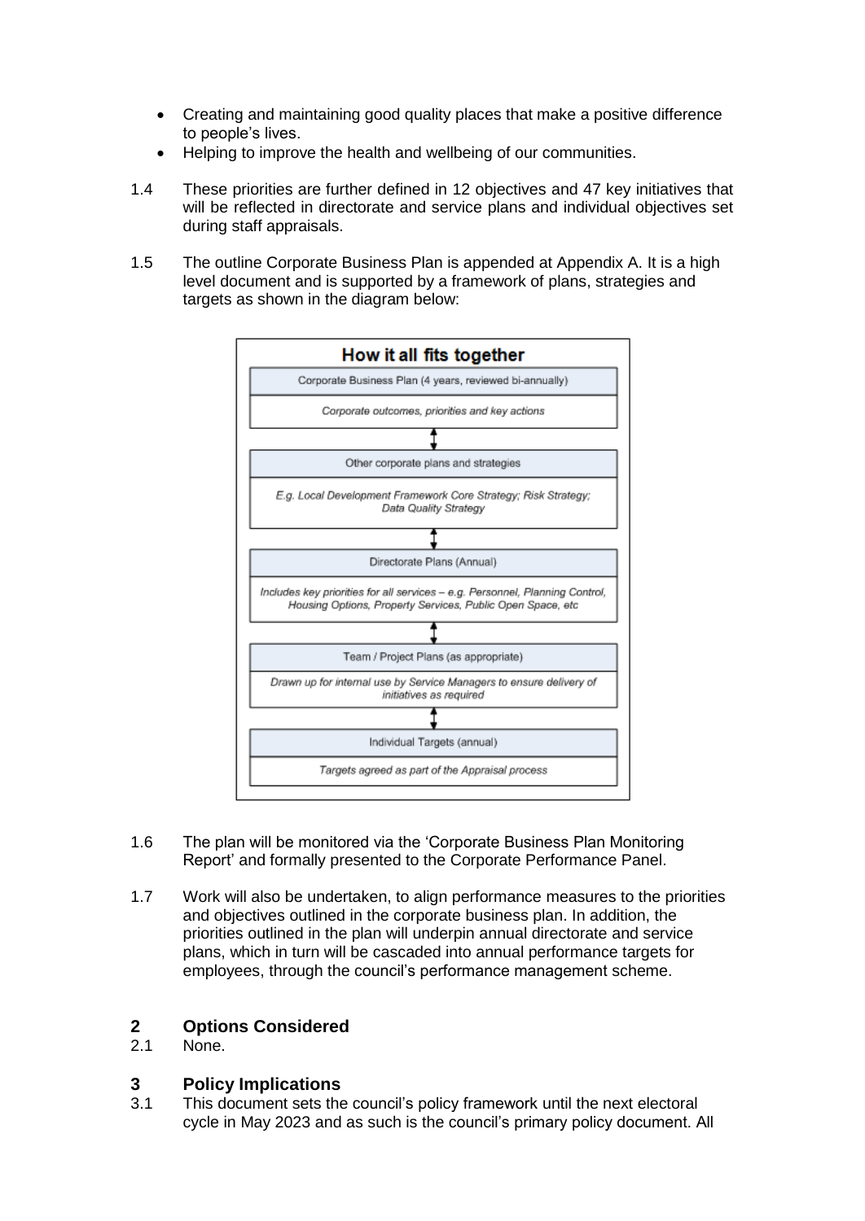- Creating and maintaining good quality places that make a positive difference to people's lives.
- Helping to improve the health and wellbeing of our communities.

1.4 These priorities are further defined in 12 objectives and 47 key initiatives that will be reflected in directorate and service plans and individual objectives set during staff appraisals.

1.5 The outline Corporate Business Plan is appended at Appendix A. It is a high level document and is supported by a framework of plans, strategies and targets as shown in the diagram below:

**How it all fits together**

| Corporate Business Plan (4 years, reviewed bi-annually) |
|---|
| *Corporate outcomes, priorities and key actions* |

↕

| Other corporate plans and strategies |
|---|
| *E.g. Local Development Framework Core Strategy; Risk Strategy; Data Quality Strategy* |

↕

| Directorate Plans (Annual) |
|---|
| *Includes key priorities for all services – e.g. Personnel, Planning Control, Housing Options, Property Services, Public Open Space, etc* |

↕

| Team / Project Plans (as appropriate) |
|---|
| *Drawn up for internal use by Service Managers to ensure delivery of initiatives as required* |

↕

| Individual Targets (annual) |
|---|
| *Targets agreed as part of the Appraisal process* |

1.6 The plan will be monitored via the 'Corporate Business Plan Monitoring Report' and formally presented to the Corporate Performance Panel.

1.7 Work will also be undertaken, to align performance measures to the priorities and objectives outlined in the corporate business plan. In addition, the priorities outlined in the plan will underpin annual directorate and service plans, which in turn will be cascaded into annual performance targets for employees, through the council's performance management scheme.

## 2 Options Considered

2.1 None.

## 3 Policy Implications

3.1 This document sets the council's policy framework until the next electoral cycle in May 2023 and as such is the council's primary policy document. All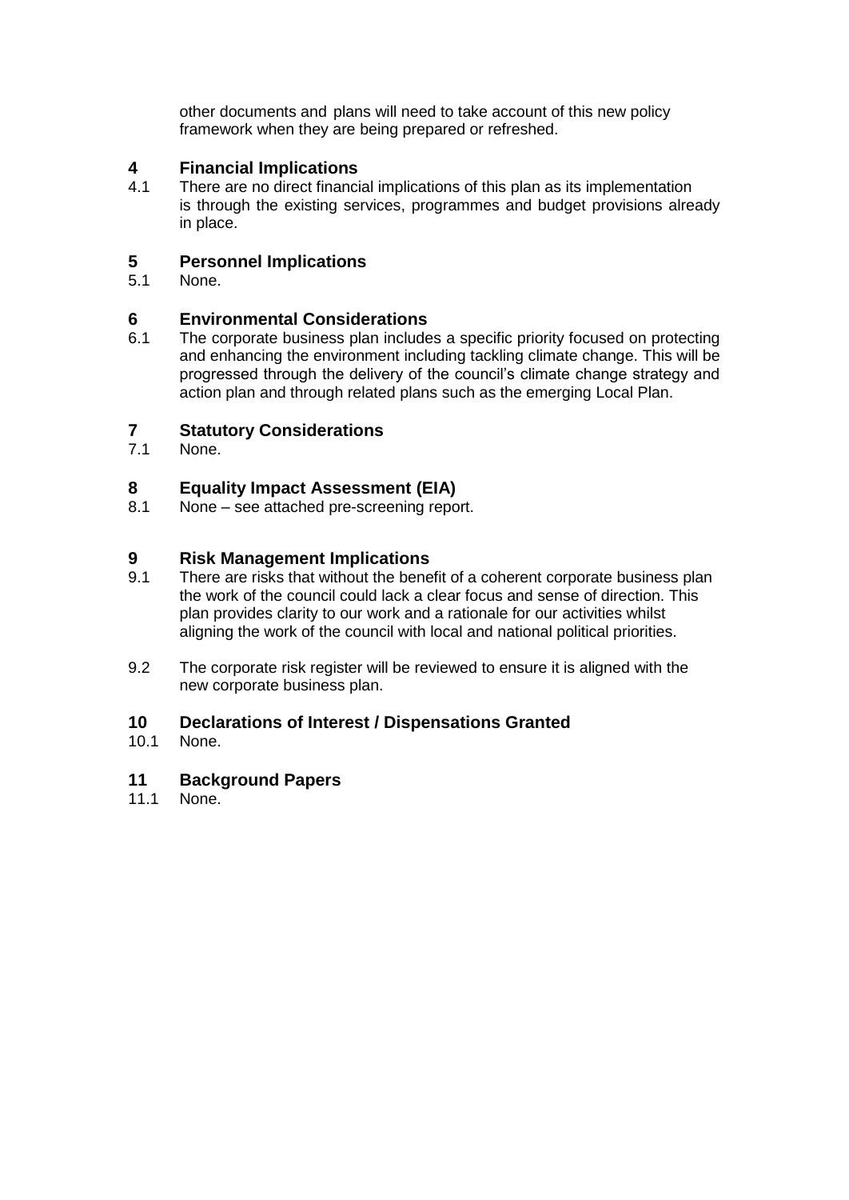other documents and plans will need to take account of this new policy framework when they are being prepared or refreshed.

## 4 Financial Implications

4.1 There are no direct financial implications of this plan as its implementation is through the existing services, programmes and budget provisions already in place.

## 5 Personnel Implications

5.1 None.

## 6 Environmental Considerations

6.1 The corporate business plan includes a specific priority focused on protecting and enhancing the environment including tackling climate change. This will be progressed through the delivery of the council's climate change strategy and action plan and through related plans such as the emerging Local Plan.

## 7 Statutory Considerations

7.1 None.

## 8 Equality Impact Assessment (EIA)

8.1 None – see attached pre-screening report.

## 9 Risk Management Implications

9.1 There are risks that without the benefit of a coherent corporate business plan the work of the council could lack a clear focus and sense of direction. This plan provides clarity to our work and a rationale for our activities whilst aligning the work of the council with local and national political priorities.

9.2 The corporate risk register will be reviewed to ensure it is aligned with the new corporate business plan.

## 10 Declarations of Interest / Dispensations Granted

10.1 None.

## 11 Background Papers

11.1 None.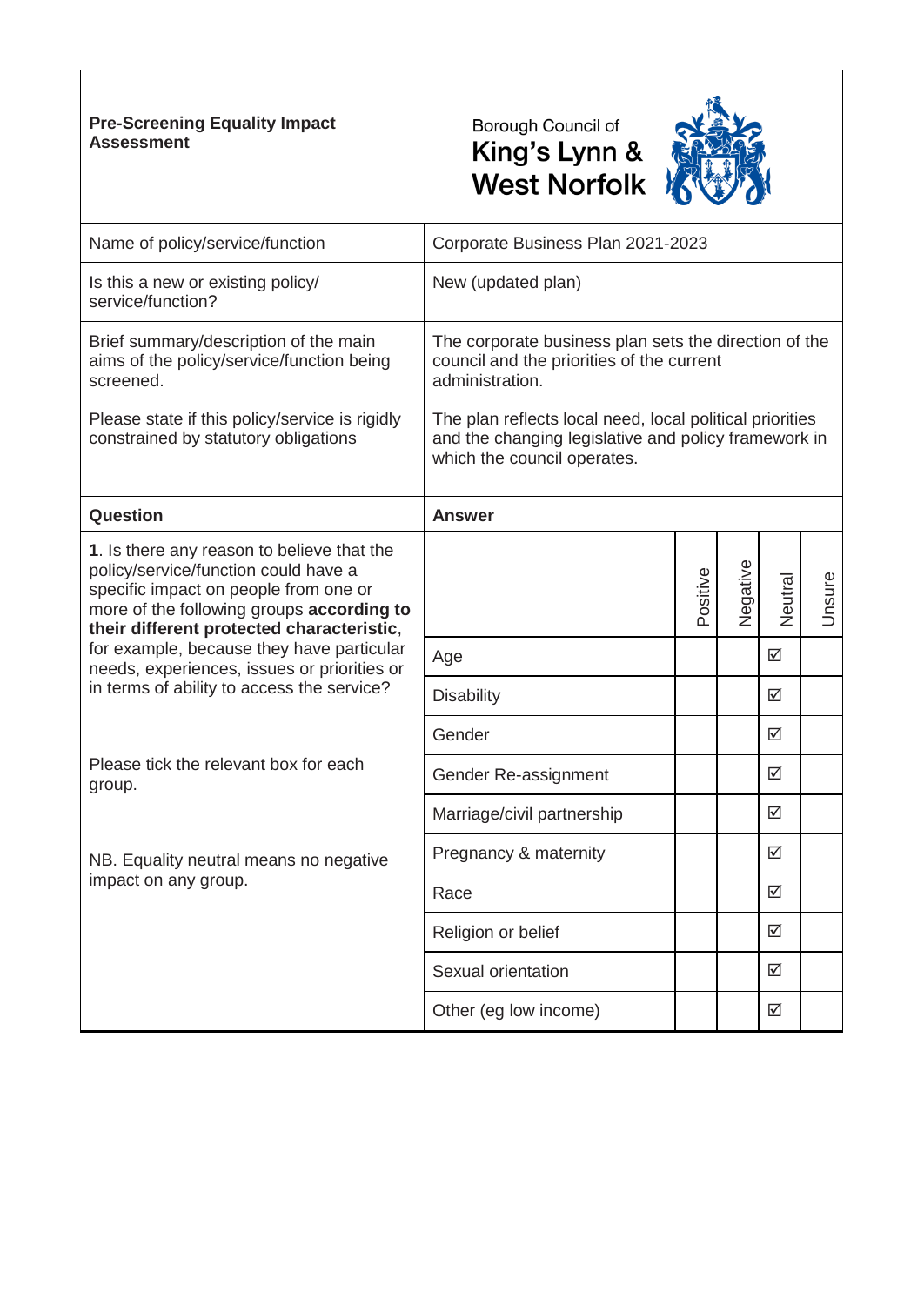**Pre-Screening Equality Impact Assessment**

Borough Council of King's Lynn & West Norfolk

| | |
|---|---|
| Name of policy/service/function | Corporate Business Plan 2021-2023 |
| Is this a new or existing policy/ service/function? | New (updated plan) |
| Brief summary/description of the main aims of the policy/service/function being screened.<br><br>Please state if this policy/service is rigidly constrained by statutory obligations | The corporate business plan sets the direction of the council and the priorities of the current administration.<br><br>The plan reflects local need, local political priorities and the changing legislative and policy framework in which the council operates. |

| Question | Answer | Positive | Negative | Neutral | Unsure |
|---|---|---|---|---|---|
| **1**. Is there any reason to believe that the policy/service/function could have a specific impact on people from one or more of the following groups **according to their different protected characteristic**, for example, because they have particular needs, experiences, issues or priorities or in terms of ability to access the service?<br><br>Please tick the relevant box for each group.<br><br>NB. Equality neutral means no negative impact on any group. | Age | | | ☑ | |
| | Disability | | | ☑ | |
| | Gender | | | ☑ | |
| | Gender Re-assignment | | | ☑ | |
| | Marriage/civil partnership | | | ☑ | |
| | Pregnancy & maternity | | | ☑ | |
| | Race | | | ☑ | |
| | Religion or belief | | | ☑ | |
| | Sexual orientation | | | ☑ | |
| | Other (eg low income) | | | ☑ | |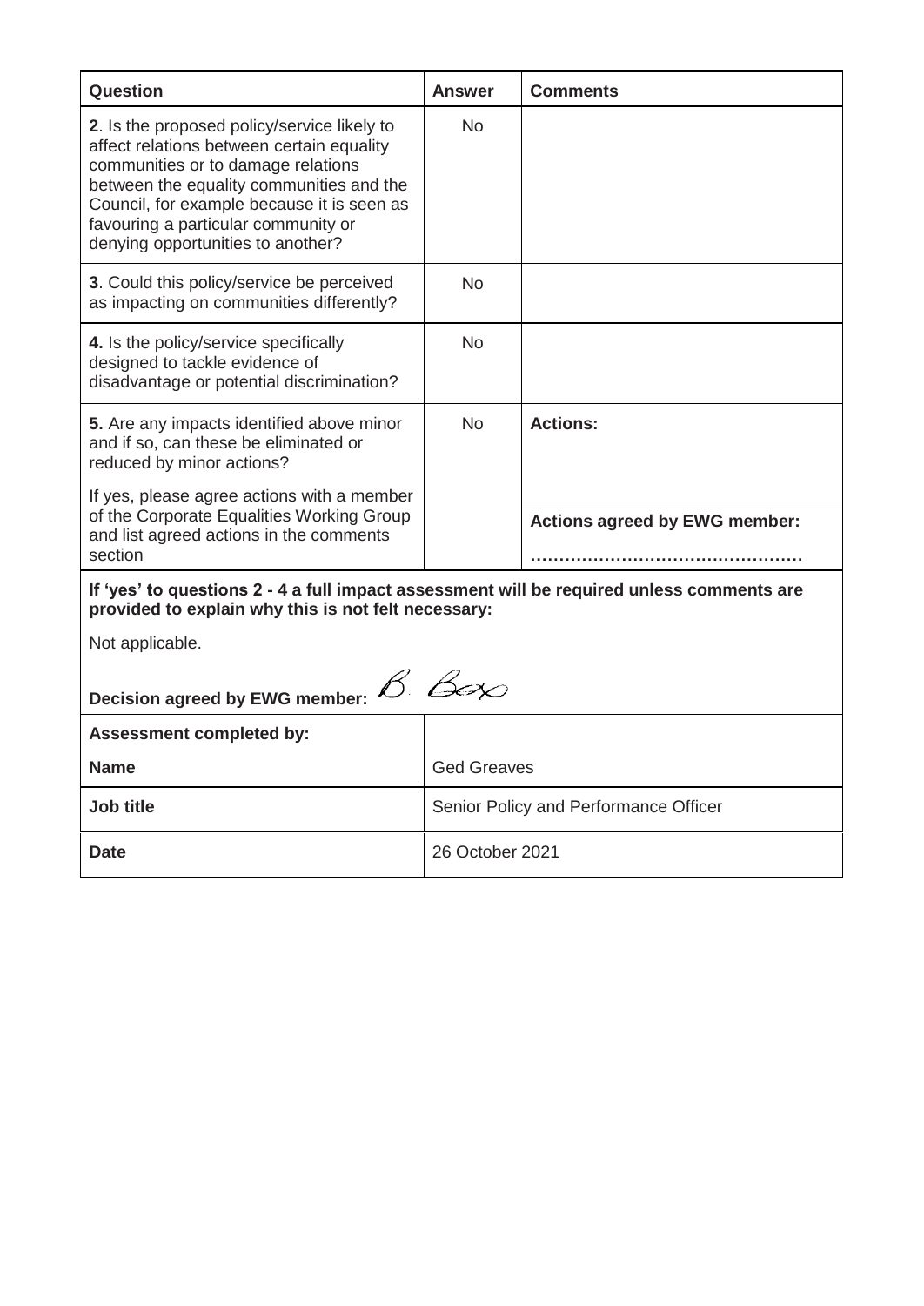| Question | Answer | Comments |
| --- | --- | --- |
| **2**. Is the proposed policy/service likely to affect relations between certain equality communities or to damage relations between the equality communities and the Council, for example because it is seen as favouring a particular community or denying opportunities to another? | No | |
| **3**. Could this policy/service be perceived as impacting on communities differently? | No | |
| **4.** Is the policy/service specifically designed to tackle evidence of disadvantage or potential discrimination? | No | |
| **5.** Are any impacts identified above minor and if so, can these be eliminated or reduced by minor actions? If yes, please agree actions with a member of the Corporate Equalities Working Group and list agreed actions in the comments section | No | **Actions:** **Actions agreed by EWG member:** ………………………………………… |

**If 'yes' to questions 2 - 4 a full impact assessment will be required unless comments are provided to explain why this is not felt necessary:**

Not applicable.

**Decision agreed by EWG member:** B. Box

| Assessment completed by: | |
| --- | --- |
| **Name** | Ged Greaves |
| **Job title** | Senior Policy and Performance Officer |
| **Date** | 26 October 2021 |